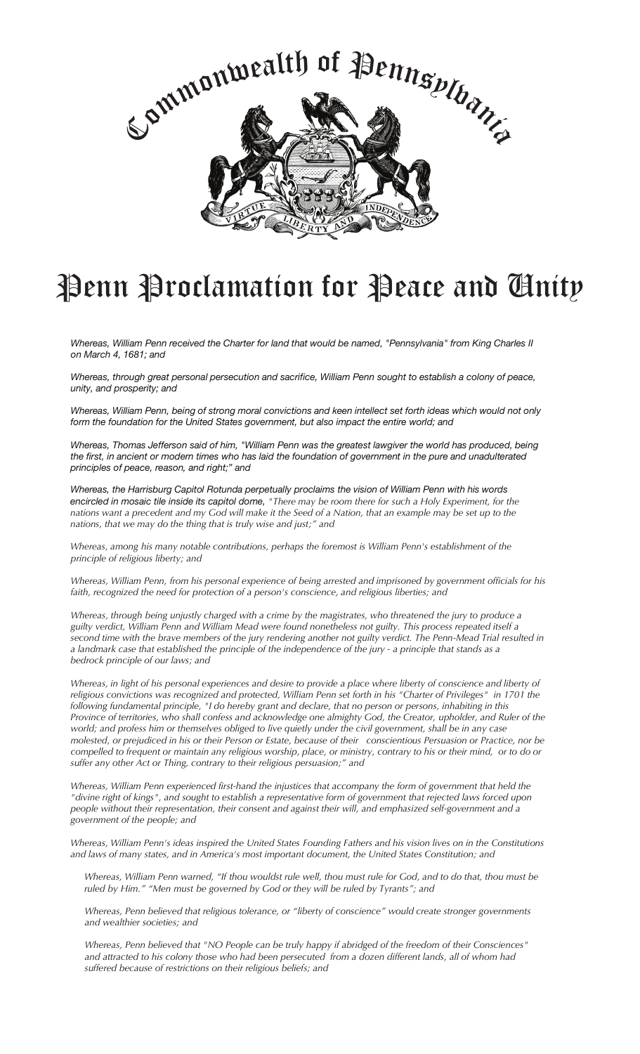Commonwealth of Pennsylvania

VIRTUE LIBERTY AND INDEPENDENCE

# Penn Proclamation for Peace and Unity

*Whereas, William Penn received the Charter for land that would be named, "Pennsylvania" from King Charles II on March 4, 1681; and*

*Whereas, through great personal persecution and sacrifice, William Penn sought to establish a colony of peace, unity, and prosperity; and*

*Whereas, William Penn, being of strong moral convictions and keen intellect set forth ideas which would not only form the foundation for the United States government, but also impact the entire world; and*

*Whereas, Thomas Jefferson said of him, "William Penn was the greatest lawgiver the world has produced, being the first, in ancient or modern times who has laid the foundation of government in the pure and unadulterated principles of peace, reason, and right;" and*

*Whereas, the Harrisburg Capitol Rotunda perpetually proclaims the vision of William Penn with his words encircled in mosaic tile inside its capitol dome, "There may be room there for such a Holy Experiment, for the nations want a precedent and my God will make it the Seed of a Nation, that an example may be set up to the nations, that we may do the thing that is truly wise and just;" and*

*Whereas, among his many notable contributions, perhaps the foremost is William Penn's establishment of the principle of religious liberty; and*

*Whereas, William Penn, from his personal experience of being arrested and imprisoned by government officials for his faith, recognized the need for protection of a person's conscience, and religious liberties; and*

*Whereas, through being unjustly charged with a crime by the magistrates, who threatened the jury to produce a guilty verdict, William Penn and William Mead were found nonetheless not guilty. This process repeated itself a second time with the brave members of the jury rendering another not guilty verdict. The Penn-Mead Trial resulted in a landmark case that established the principle of the independence of the jury - a principle that stands as a bedrock principle of our laws; and*

*Whereas, in light of his personal experiences and desire to provide a place where liberty of conscience and liberty of religious convictions was recognized and protected, William Penn set forth in his "Charter of Privileges" in 1701 the following fundamental principle, "I do hereby grant and declare, that no person or persons, inhabiting in this Province of territories, who shall confess and acknowledge one almighty God, the Creator, upholder, and Ruler of the world; and profess him or themselves obliged to live quietly under the civil government, shall be in any case molested, or prejudiced in his or their Person or Estate, because of their conscientious Persuasion or Practice, nor be compelled to frequent or maintain any religious worship, place, or ministry, contrary to his or their mind, or to do or suffer any other Act or Thing, contrary to their religious persuasion;" and*

*Whereas, William Penn experienced first-hand the injustices that accompany the form of government that held the "divine right of kings", and sought to establish a representative form of government that rejected laws forced upon people without their representation, their consent and against their will, and emphasized self-government and a government of the people; and*

*Whereas, William Penn's ideas inspired the United States Founding Fathers and his vision lives on in the Constitutions and laws of many states, and in America's most important document, the United States Constitution; and*

*Whereas, William Penn warned, "If thou wouldst rule well, thou must rule for God, and to do that, thou must be ruled by Him." "Men must be governed by God or they will be ruled by Tyrants"; and*

*Whereas, Penn believed that religious tolerance, or "liberty of conscience" would create stronger governments and wealthier societies; and*

*Whereas, Penn believed that "NO People can be truly happy if abridged of the freedom of their Consciences" and attracted to his colony those who had been persecuted from a dozen different lands, all of whom had suffered because of restrictions on their religious beliefs; and*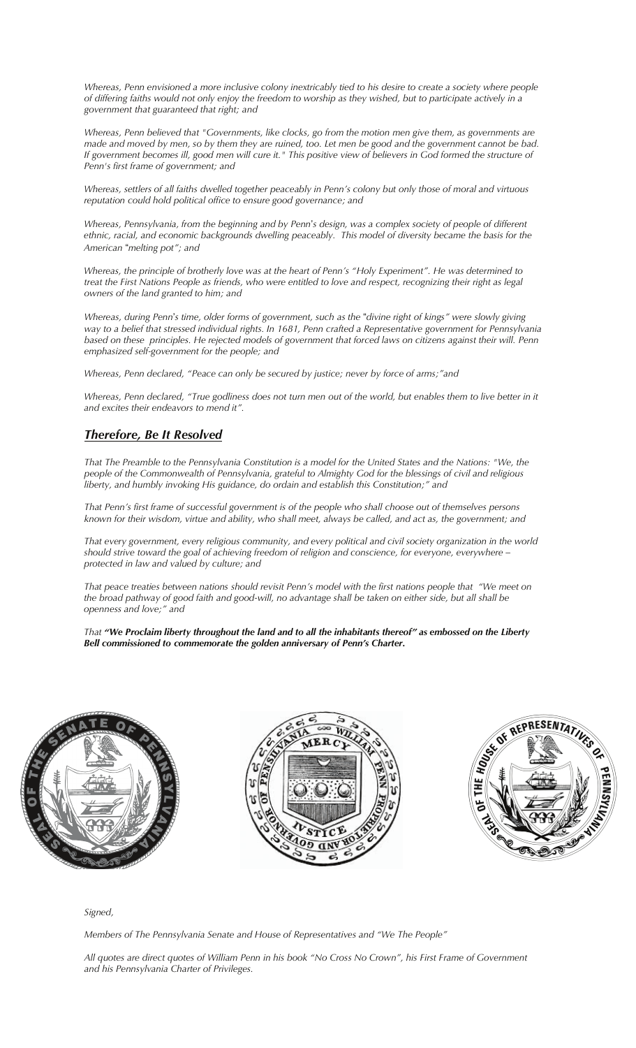*Whereas, Penn envisioned a more inclusive colony inextricably tied to his desire to create a society where people of differing faiths would not only enjoy the freedom to worship as they wished, but to participate actively in a government that guaranteed that right; and*

*Whereas, Penn believed that "Governments, like clocks, go from the motion men give them, as governments are made and moved by men, so by them they are ruined, too. Let men be good and the government cannot be bad. If government becomes ill, good men will cure it." This positive view of believers in God formed the structure of Penn's first frame of government; and*

*Whereas, settlers of all faiths dwelled together peaceably in Penn's colony but only those of moral and virtuous reputation could hold political office to ensure good governance; and*

*Whereas, Pennsylvania, from the beginning and by Penn's design, was a complex society of people of different ethnic, racial, and economic backgrounds dwelling peaceably. This model of diversity became the basis for the American "melting pot"; and*

*Whereas, the principle of brotherly love was at the heart of Penn's "Holy Experiment". He was determined to treat the First Nations People as friends, who were entitled to love and respect, recognizing their right as legal owners of the land granted to him; and*

*Whereas, during Penn's time, older forms of government, such as the "divine right of kings" were slowly giving way to a belief that stressed individual rights. In 1681, Penn crafted a Representative government for Pennsylvania based on these principles. He rejected models of government that forced laws on citizens against their will. Penn emphasized self-government for the people; and*

*Whereas, Penn declared, "Peace can only be secured by justice; never by force of arms;"and*

*Whereas, Penn declared, "True godliness does not turn men out of the world, but enables them to live better in it and excites their endeavors to mend it".*

## ***Therefore, Be It Resolved***

*That The Preamble to the Pennsylvania Constitution is a model for the United States and the Nations: "We, the people of the Commonwealth of Pennsylvania, grateful to Almighty God for the blessings of civil and religious liberty, and humbly invoking His guidance, do ordain and establish this Constitution;" and*

*That Penn's first frame of successful government is of the people who shall choose out of themselves persons known for their wisdom, virtue and ability, who shall meet, always be called, and act as, the government; and*

*That every government, every religious community, and every political and civil society organization in the world should strive toward the goal of achieving freedom of religion and conscience, for everyone, everywhere – protected in law and valued by culture; and*

*That peace treaties between nations should revisit Penn's model with the first nations people that "We meet on the broad pathway of good faith and good-will, no advantage shall be taken on either side, but all shall be openness and love;" and*

*That* ***"We Proclaim liberty throughout the land and to all the inhabitants thereof" as embossed on the Liberty Bell commissioned to commemorate the golden anniversary of Penn's Charter.***

SEAL OF THE SENATE OF PENNSYLVANIA

PENSYLVANIA · WILLIAM PENN PROPRIETOR AND GOVERNOR OF · MERCY · IVSTICE

SEAL OF THE HOUSE OF REPRESENTATIVES OF PENNSYLVANIA

*Signed,*

*Members of The Pennsylvania Senate and House of Representatives and "We The People"*

*All quotes are direct quotes of William Penn in his book "No Cross No Crown", his First Frame of Government and his Pennsylvania Charter of Privileges.*